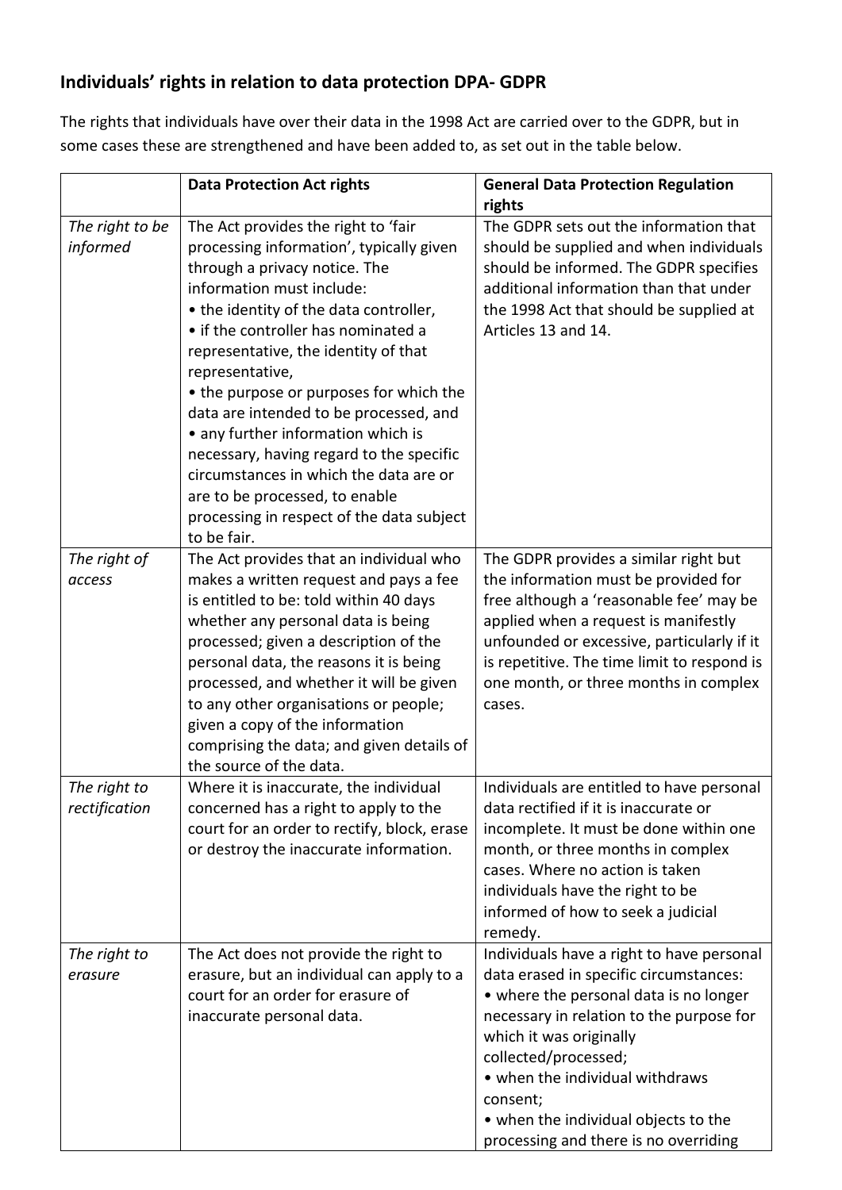## Individuals' rights in relation to data protection DPA- GDPR

The rights that individuals have over their data in the 1998 Act are carried over to the GDPR, but in some cases these are strengthened and have been added to, as set out in the table below.

| | **Data Protection Act rights** | **General Data Protection Regulation rights** |
|---|---|---|
| *The right to be informed* | The Act provides the right to 'fair processing information', typically given through a privacy notice. The information must include:<br>• the identity of the data controller,<br>• if the controller has nominated a representative, the identity of that representative,<br>• the purpose or purposes for which the data are intended to be processed, and<br>• any further information which is necessary, having regard to the specific circumstances in which the data are or are to be processed, to enable processing in respect of the data subject to be fair. | The GDPR sets out the information that should be supplied and when individuals should be informed. The GDPR specifies additional information than that under the 1998 Act that should be supplied at Articles 13 and 14. |
| *The right of access* | The Act provides that an individual who makes a written request and pays a fee is entitled to be: told within 40 days whether any personal data is being processed; given a description of the personal data, the reasons it is being processed, and whether it will be given to any other organisations or people; given a copy of the information comprising the data; and given details of the source of the data. | The GDPR provides a similar right but the information must be provided for free although a 'reasonable fee' may be applied when a request is manifestly unfounded or excessive, particularly if it is repetitive. The time limit to respond is one month, or three months in complex cases. |
| *The right to rectification* | Where it is inaccurate, the individual concerned has a right to apply to the court for an order to rectify, block, erase or destroy the inaccurate information. | Individuals are entitled to have personal data rectified if it is inaccurate or incomplete. It must be done within one month, or three months in complex cases. Where no action is taken individuals have the right to be informed of how to seek a judicial remedy. |
| *The right to erasure* | The Act does not provide the right to erasure, but an individual can apply to a court for an order for erasure of inaccurate personal data. | Individuals have a right to have personal data erased in specific circumstances:<br>• where the personal data is no longer necessary in relation to the purpose for which it was originally collected/processed;<br>• when the individual withdraws consent;<br>• when the individual objects to the processing and there is no overriding |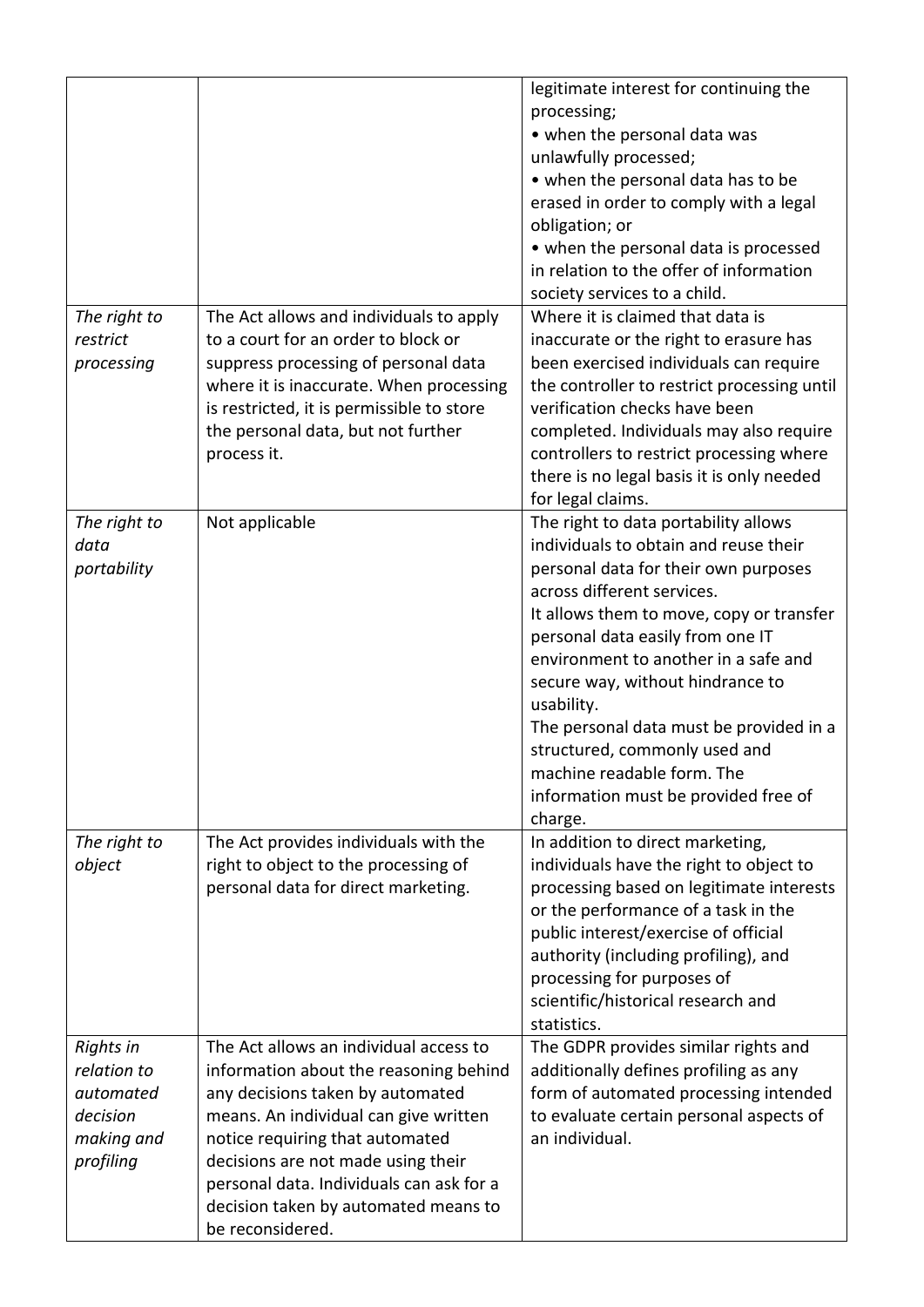| | | |
|---|---|---|
| | | legitimate interest for continuing the processing;<br>• when the personal data was unlawfully processed;<br>• when the personal data has to be erased in order to comply with a legal obligation; or<br>• when the personal data is processed in relation to the offer of information society services to a child. |
| *The right to restrict processing* | The Act allows and individuals to apply to a court for an order to block or suppress processing of personal data where it is inaccurate. When processing is restricted, it is permissible to store the personal data, but not further process it. | Where it is claimed that data is inaccurate or the right to erasure has been exercised individuals can require the controller to restrict processing until verification checks have been completed. Individuals may also require controllers to restrict processing where there is no legal basis it is only needed for legal claims. |
| *The right to data portability* | Not applicable | The right to data portability allows individuals to obtain and reuse their personal data for their own purposes across different services.<br>It allows them to move, copy or transfer personal data easily from one IT environment to another in a safe and secure way, without hindrance to usability.<br>The personal data must be provided in a structured, commonly used and machine readable form. The information must be provided free of charge. |
| *The right to object* | The Act provides individuals with the right to object to the processing of personal data for direct marketing. | In addition to direct marketing, individuals have the right to object to processing based on legitimate interests or the performance of a task in the public interest/exercise of official authority (including profiling), and processing for purposes of scientific/historical research and statistics. |
| *Rights in relation to automated decision making and profiling* | The Act allows an individual access to information about the reasoning behind any decisions taken by automated means. An individual can give written notice requiring that automated decisions are not made using their personal data. Individuals can ask for a decision taken by automated means to be reconsidered. | The GDPR provides similar rights and additionally defines profiling as any form of automated processing intended to evaluate certain personal aspects of an individual. |